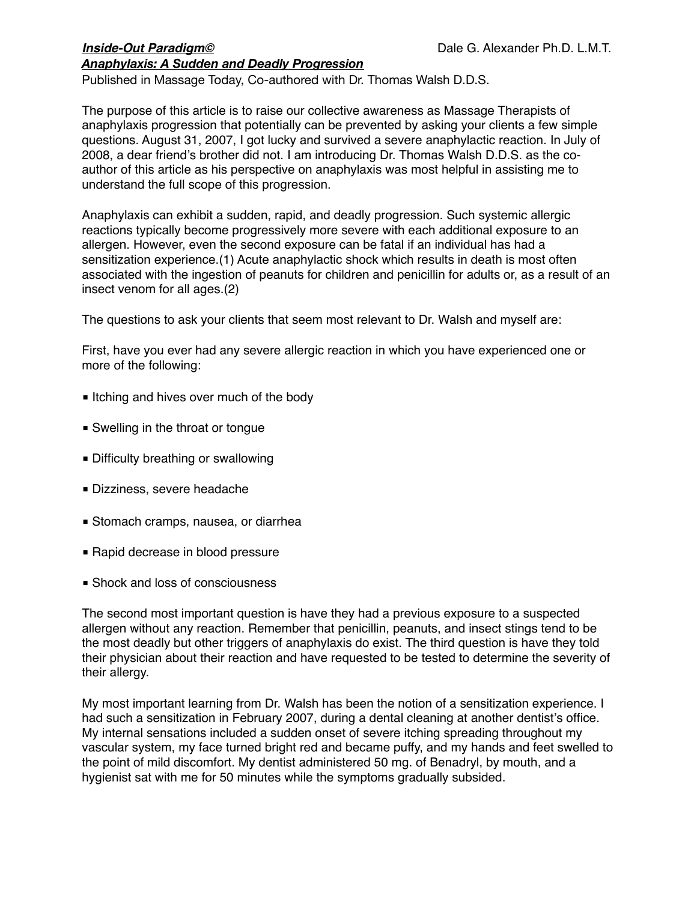***Inside-Out Paradigm©*** Dale G. Alexander Ph.D. L.M.T.

## ***Anaphylaxis: A Sudden and Deadly Progression***

Published in Massage Today, Co-authored with Dr. Thomas Walsh D.D.S.

The purpose of this article is to raise our collective awareness as Massage Therapists of anaphylaxis progression that potentially can be prevented by asking your clients a few simple questions. August 31, 2007, I got lucky and survived a severe anaphylactic reaction. In July of 2008, a dear friend's brother did not. I am introducing Dr. Thomas Walsh D.D.S. as the co-author of this article as his perspective on anaphylaxis was most helpful in assisting me to understand the full scope of this progression.

Anaphylaxis can exhibit a sudden, rapid, and deadly progression. Such systemic allergic reactions typically become progressively more severe with each additional exposure to an allergen. However, even the second exposure can be fatal if an individual has had a sensitization experience.(1) Acute anaphylactic shock which results in death is most often associated with the ingestion of peanuts for children and penicillin for adults or, as a result of an insect venom for all ages.(2)

The questions to ask your clients that seem most relevant to Dr. Walsh and myself are:

First, have you ever had any severe allergic reaction in which you have experienced one or more of the following:

- Itching and hives over much of the body
- Swelling in the throat or tongue
- Difficulty breathing or swallowing
- Dizziness, severe headache
- Stomach cramps, nausea, or diarrhea
- Rapid decrease in blood pressure
- Shock and loss of consciousness

The second most important question is have they had a previous exposure to a suspected allergen without any reaction. Remember that penicillin, peanuts, and insect stings tend to be the most deadly but other triggers of anaphylaxis do exist. The third question is have they told their physician about their reaction and have requested to be tested to determine the severity of their allergy.

My most important learning from Dr. Walsh has been the notion of a sensitization experience. I had such a sensitization in February 2007, during a dental cleaning at another dentist's office. My internal sensations included a sudden onset of severe itching spreading throughout my vascular system, my face turned bright red and became puffy, and my hands and feet swelled to the point of mild discomfort. My dentist administered 50 mg. of Benadryl, by mouth, and a hygienist sat with me for 50 minutes while the symptoms gradually subsided.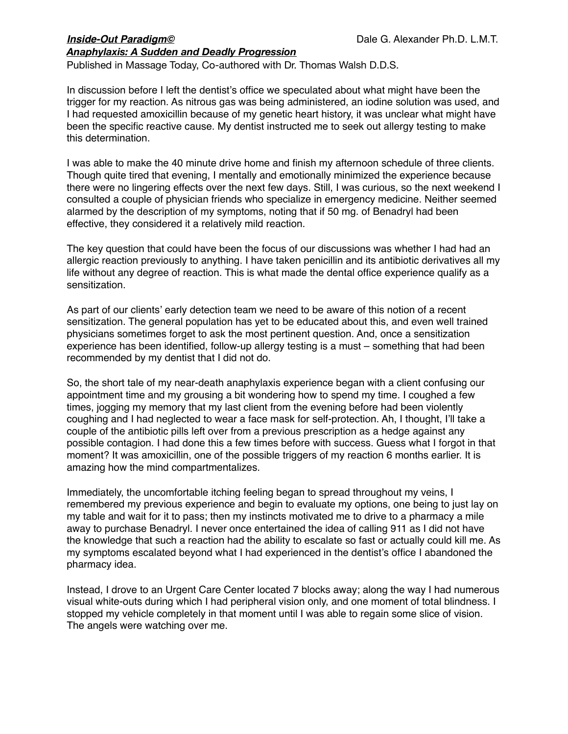In discussion before I left the dentist's office we speculated about what might have been the trigger for my reaction. As nitrous gas was being administered, an iodine solution was used, and I had requested amoxicillin because of my genetic heart history, it was unclear what might have been the specific reactive cause. My dentist instructed me to seek out allergy testing to make this determination.

I was able to make the 40 minute drive home and finish my afternoon schedule of three clients. Though quite tired that evening, I mentally and emotionally minimized the experience because there were no lingering effects over the next few days. Still, I was curious, so the next weekend I consulted a couple of physician friends who specialize in emergency medicine. Neither seemed alarmed by the description of my symptoms, noting that if 50 mg. of Benadryl had been effective, they considered it a relatively mild reaction.

The key question that could have been the focus of our discussions was whether I had had an allergic reaction previously to anything. I have taken penicillin and its antibiotic derivatives all my life without any degree of reaction. This is what made the dental office experience qualify as a sensitization.

As part of our clients' early detection team we need to be aware of this notion of a recent sensitization. The general population has yet to be educated about this, and even well trained physicians sometimes forget to ask the most pertinent question. And, once a sensitization experience has been identified, follow-up allergy testing is a must – something that had been recommended by my dentist that I did not do.

So, the short tale of my near-death anaphylaxis experience began with a client confusing our appointment time and my grousing a bit wondering how to spend my time. I coughed a few times, jogging my memory that my last client from the evening before had been violently coughing and I had neglected to wear a face mask for self-protection. Ah, I thought, I'll take a couple of the antibiotic pills left over from a previous prescription as a hedge against any possible contagion. I had done this a few times before with success. Guess what I forgot in that moment? It was amoxicillin, one of the possible triggers of my reaction 6 months earlier. It is amazing how the mind compartmentalizes.

Immediately, the uncomfortable itching feeling began to spread throughout my veins, I remembered my previous experience and begin to evaluate my options, one being to just lay on my table and wait for it to pass; then my instincts motivated me to drive to a pharmacy a mile away to purchase Benadryl. I never once entertained the idea of calling 911 as I did not have the knowledge that such a reaction had the ability to escalate so fast or actually could kill me. As my symptoms escalated beyond what I had experienced in the dentist's office I abandoned the pharmacy idea.

Instead, I drove to an Urgent Care Center located 7 blocks away; along the way I had numerous visual white-outs during which I had peripheral vision only, and one moment of total blindness. I stopped my vehicle completely in that moment until I was able to regain some slice of vision. The angels were watching over me.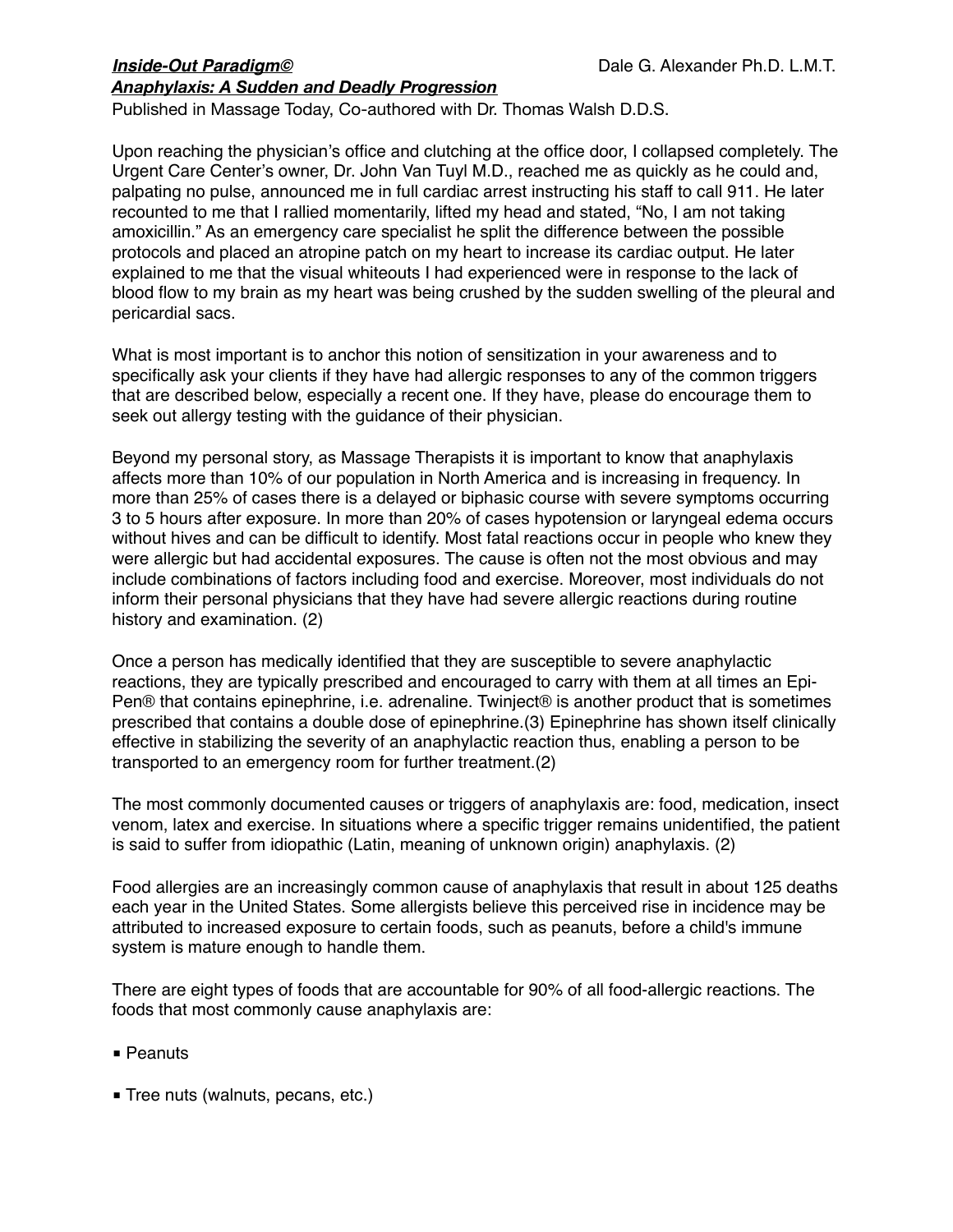Upon reaching the physician's office and clutching at the office door, I collapsed completely. The Urgent Care Center's owner, Dr. John Van Tuyl M.D., reached me as quickly as he could and, palpating no pulse, announced me in full cardiac arrest instructing his staff to call 911. He later recounted to me that I rallied momentarily, lifted my head and stated, "No, I am not taking amoxicillin." As an emergency care specialist he split the difference between the possible protocols and placed an atropine patch on my heart to increase its cardiac output. He later explained to me that the visual whiteouts I had experienced were in response to the lack of blood flow to my brain as my heart was being crushed by the sudden swelling of the pleural and pericardial sacs.

What is most important is to anchor this notion of sensitization in your awareness and to specifically ask your clients if they have had allergic responses to any of the common triggers that are described below, especially a recent one. If they have, please do encourage them to seek out allergy testing with the guidance of their physician.

Beyond my personal story, as Massage Therapists it is important to know that anaphylaxis affects more than 10% of our population in North America and is increasing in frequency. In more than 25% of cases there is a delayed or biphasic course with severe symptoms occurring 3 to 5 hours after exposure. In more than 20% of cases hypotension or laryngeal edema occurs without hives and can be difficult to identify. Most fatal reactions occur in people who knew they were allergic but had accidental exposures. The cause is often not the most obvious and may include combinations of factors including food and exercise. Moreover, most individuals do not inform their personal physicians that they have had severe allergic reactions during routine history and examination. (2)

Once a person has medically identified that they are susceptible to severe anaphylactic reactions, they are typically prescribed and encouraged to carry with them at all times an Epi-Pen® that contains epinephrine, i.e. adrenaline. Twinject® is another product that is sometimes prescribed that contains a double dose of epinephrine.(3) Epinephrine has shown itself clinically effective in stabilizing the severity of an anaphylactic reaction thus, enabling a person to be transported to an emergency room for further treatment.(2)

The most commonly documented causes or triggers of anaphylaxis are: food, medication, insect venom, latex and exercise. In situations where a specific trigger remains unidentified, the patient is said to suffer from idiopathic (Latin, meaning of unknown origin) anaphylaxis. (2)

Food allergies are an increasingly common cause of anaphylaxis that result in about 125 deaths each year in the United States. Some allergists believe this perceived rise in incidence may be attributed to increased exposure to certain foods, such as peanuts, before a child's immune system is mature enough to handle them.

There are eight types of foods that are accountable for 90% of all food-allergic reactions. The foods that most commonly cause anaphylaxis are:

- Peanuts
- Tree nuts (walnuts, pecans, etc.)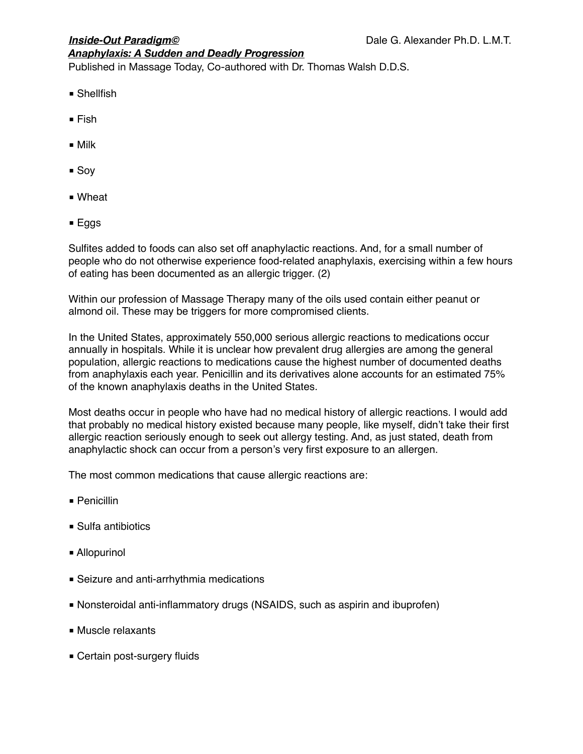- Shellfish
- Fish
- Milk
- Soy
- Wheat
- Eggs

Sulfites added to foods can also set off anaphylactic reactions. And, for a small number of people who do not otherwise experience food-related anaphylaxis, exercising within a few hours of eating has been documented as an allergic trigger. (2)

Within our profession of Massage Therapy many of the oils used contain either peanut or almond oil. These may be triggers for more compromised clients.

In the United States, approximately 550,000 serious allergic reactions to medications occur annually in hospitals. While it is unclear how prevalent drug allergies are among the general population, allergic reactions to medications cause the highest number of documented deaths from anaphylaxis each year. Penicillin and its derivatives alone accounts for an estimated 75% of the known anaphylaxis deaths in the United States.

Most deaths occur in people who have had no medical history of allergic reactions. I would add that probably no medical history existed because many people, like myself, didn't take their first allergic reaction seriously enough to seek out allergy testing. And, as just stated, death from anaphylactic shock can occur from a person's very first exposure to an allergen.

The most common medications that cause allergic reactions are:

- Penicillin
- Sulfa antibiotics
- Allopurinol
- Seizure and anti-arrhythmia medications
- Nonsteroidal anti-inflammatory drugs (NSAIDS, such as aspirin and ibuprofen)
- Muscle relaxants
- Certain post-surgery fluids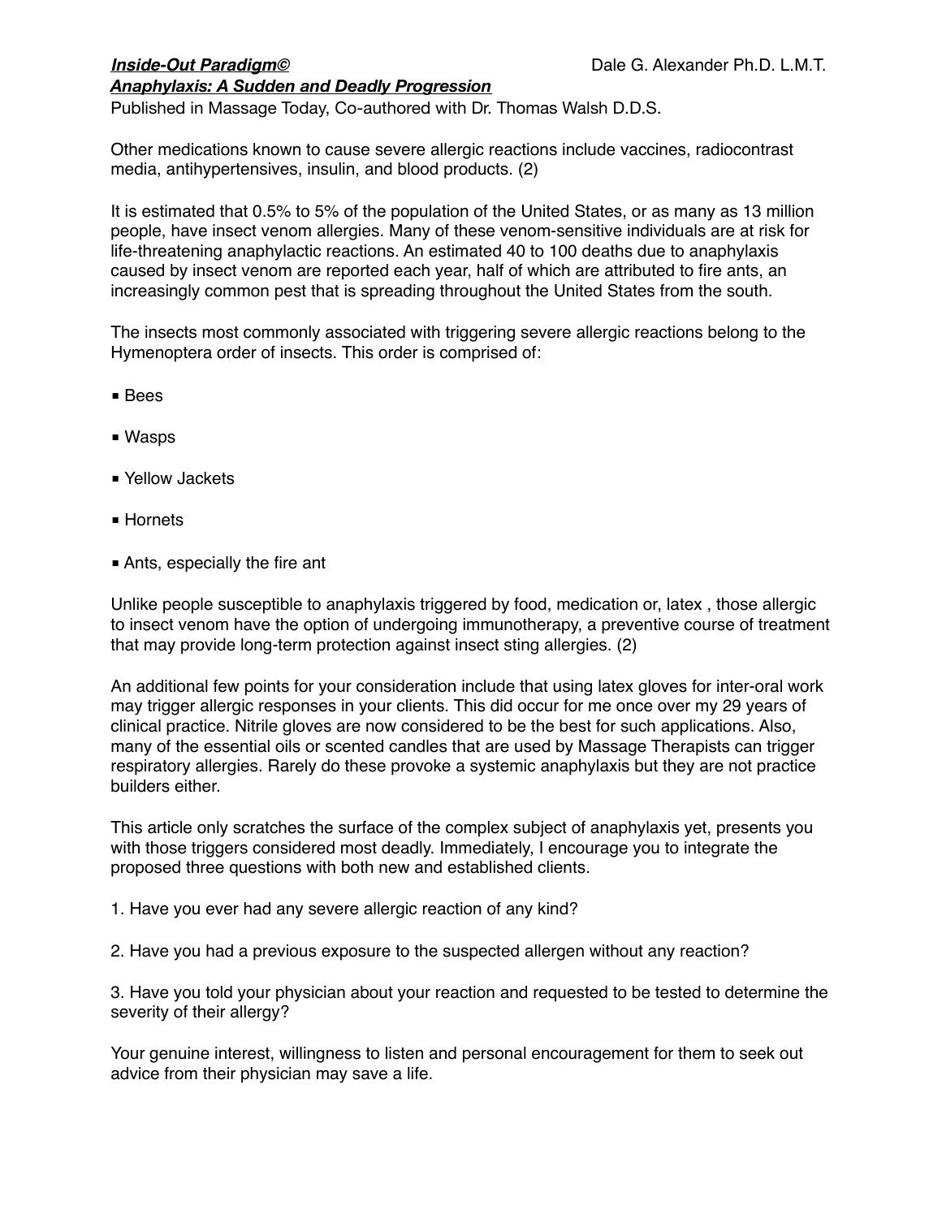Other medications known to cause severe allergic reactions include vaccines, radiocontrast media, antihypertensives, insulin, and blood products. (2)

It is estimated that 0.5% to 5% of the population of the United States, or as many as 13 million people, have insect venom allergies. Many of these venom-sensitive individuals are at risk for life-threatening anaphylactic reactions. An estimated 40 to 100 deaths due to anaphylaxis caused by insect venom are reported each year, half of which are attributed to fire ants, an increasingly common pest that is spreading throughout the United States from the south.

The insects most commonly associated with triggering severe allergic reactions belong to the Hymenoptera order of insects. This order is comprised of:

- Bees
- Wasps
- Yellow Jackets
- Hornets
- Ants, especially the fire ant

Unlike people susceptible to anaphylaxis triggered by food, medication or, latex , those allergic to insect venom have the option of undergoing immunotherapy, a preventive course of treatment that may provide long-term protection against insect sting allergies. (2)

An additional few points for your consideration include that using latex gloves for inter-oral work may trigger allergic responses in your clients. This did occur for me once over my 29 years of clinical practice. Nitrile gloves are now considered to be the best for such applications. Also, many of the essential oils or scented candles that are used by Massage Therapists can trigger respiratory allergies. Rarely do these provoke a systemic anaphylaxis but they are not practice builders either.

This article only scratches the surface of the complex subject of anaphylaxis yet, presents you with those triggers considered most deadly. Immediately, I encourage you to integrate the proposed three questions with both new and established clients.

1. Have you ever had any severe allergic reaction of any kind?

2. Have you had a previous exposure to the suspected allergen without any reaction?

3. Have you told your physician about your reaction and requested to be tested to determine the severity of their allergy?

Your genuine interest, willingness to listen and personal encouragement for them to seek out advice from their physician may save a life.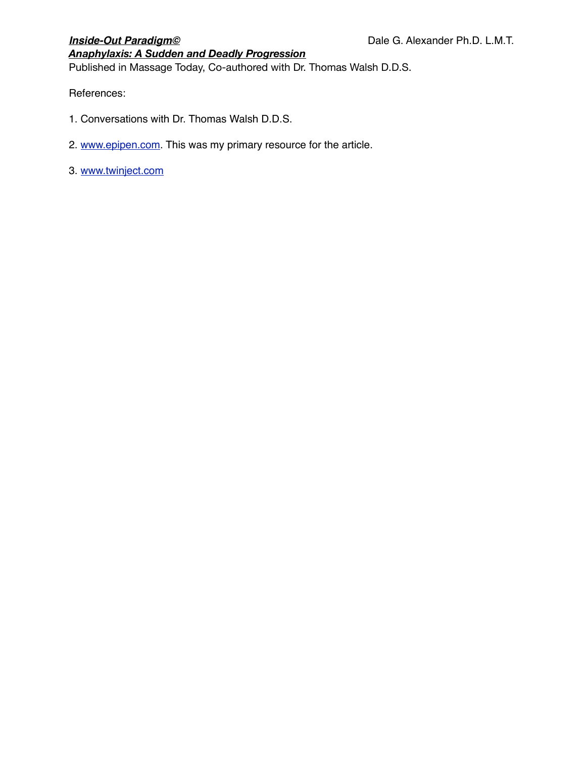***Inside-Out Paradigm©*** Dale G. Alexander Ph.D. L.M.T.

***Anaphylaxis: A Sudden and Deadly Progression***

Published in Massage Today, Co-authored with Dr. Thomas Walsh D.D.S.

References:

1. Conversations with Dr. Thomas Walsh D.D.S.

2. www.epipen.com. This was my primary resource for the article.

3. www.twinject.com